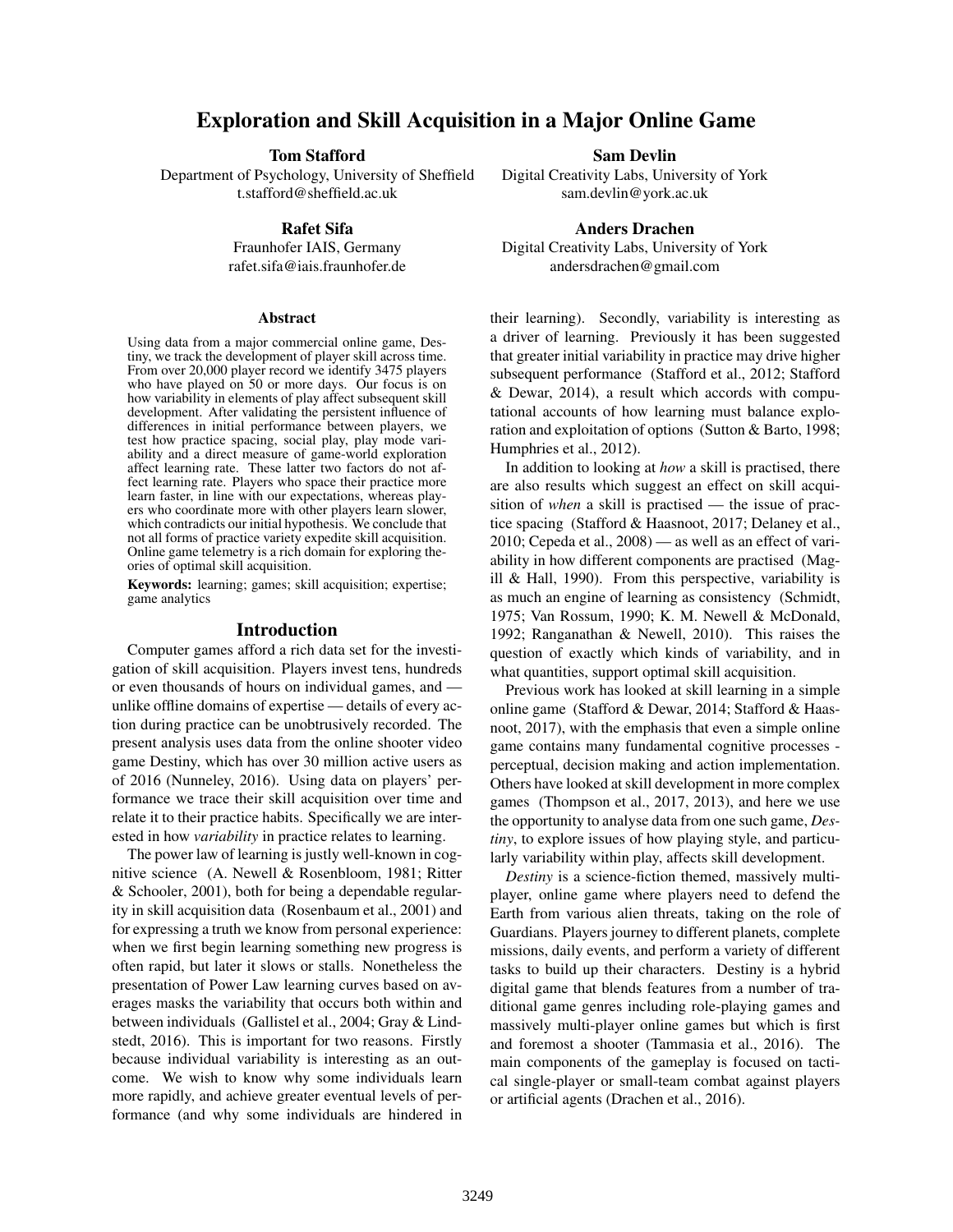# Exploration and Skill Acquisition in a Major Online Game

**Tom Stafford**
Department of Psychology, University of Sheffield
t.stafford@sheffield.ac.uk

**Sam Devlin**
Digital Creativity Labs, University of York
sam.devlin@york.ac.uk

**Rafet Sifa**
Fraunhofer IAIS, Germany
rafet.sifa@iais.fraunhofer.de

**Anders Drachen**
Digital Creativity Labs, University of York
andersdrachen@gmail.com

## Abstract

Using data from a major commercial online game, Destiny, we track the development of player skill across time. From over 20,000 player record we identify 3475 players who have played on 50 or more days. Our focus is on how variability in elements of play affect subsequent skill development. After validating the persistent influence of differences in initial performance between players, we test how practice spacing, social play, play mode variability and a direct measure of game-world exploration affect learning rate. These latter two factors do not affect learning rate. Players who space their practice more learn faster, in line with our expectations, whereas players who coordinate more with other players learn slower, which contradicts our initial hypothesis. We conclude that not all forms of practice variety expedite skill acquisition. Online game telemetry is a rich domain for exploring theories of optimal skill acquisition.

**Keywords:** learning; games; skill acquisition; expertise; game analytics

## Introduction

Computer games afford a rich data set for the investigation of skill acquisition. Players invest tens, hundreds or even thousands of hours on individual games, and — unlike offline domains of expertise — details of every action during practice can be unobtrusively recorded. The present analysis uses data from the online shooter video game Destiny, which has over 30 million active users as of 2016 (Nunneley, 2016). Using data on players' performance we trace their skill acquisition over time and relate it to their practice habits. Specifically we are interested in how *variability* in practice relates to learning.

The power law of learning is justly well-known in cognitive science (A. Newell & Rosenbloom, 1981; Ritter & Schooler, 2001), both for being a dependable regularity in skill acquisition data (Rosenbaum et al., 2001) and for expressing a truth we know from personal experience: when we first begin learning something new progress is often rapid, but later it slows or stalls. Nonetheless the presentation of Power Law learning curves based on averages masks the variability that occurs both within and between individuals (Gallistel et al., 2004; Gray & Lindstedt, 2016). This is important for two reasons. Firstly because individual variability is interesting as an outcome. We wish to know why some individuals learn more rapidly, and achieve greater eventual levels of performance (and why some individuals are hindered in their learning). Secondly, variability is interesting as a driver of learning. Previously it has been suggested that greater initial variability in practice may drive higher subsequent performance (Stafford et al., 2012; Stafford & Dewar, 2014), a result which accords with computational accounts of how learning must balance exploration and exploitation of options (Sutton & Barto, 1998; Humphries et al., 2012).

In addition to looking at *how* a skill is practised, there are also results which suggest an effect on skill acquisition of *when* a skill is practised — the issue of practice spacing (Stafford & Haasnoot, 2017; Delaney et al., 2010; Cepeda et al., 2008) — as well as an effect of variability in how different components are practised (Magill & Hall, 1990). From this perspective, variability is as much an engine of learning as consistency (Schmidt, 1975; Van Rossum, 1990; K. M. Newell & McDonald, 1992; Ranganathan & Newell, 2010). This raises the question of exactly which kinds of variability, and in what quantities, support optimal skill acquisition.

Previous work has looked at skill learning in a simple online game (Stafford & Dewar, 2014; Stafford & Haasnoot, 2017), with the emphasis that even a simple online game contains many fundamental cognitive processes - perceptual, decision making and action implementation. Others have looked at skill development in more complex games (Thompson et al., 2017, 2013), and here we use the opportunity to analyse data from one such game, *Destiny*, to explore issues of how playing style, and particularly variability within play, affects skill development.

*Destiny* is a science-fiction themed, massively multiplayer, online game where players need to defend the Earth from various alien threats, taking on the role of Guardians. Players journey to different planets, complete missions, daily events, and perform a variety of different tasks to build up their characters. Destiny is a hybrid digital game that blends features from a number of traditional game genres including role-playing games and massively multi-player online games but which is first and foremost a shooter (Tammasia et al., 2016). The main components of the gameplay is focused on tactical single-player or small-team combat against players or artificial agents (Drachen et al., 2016).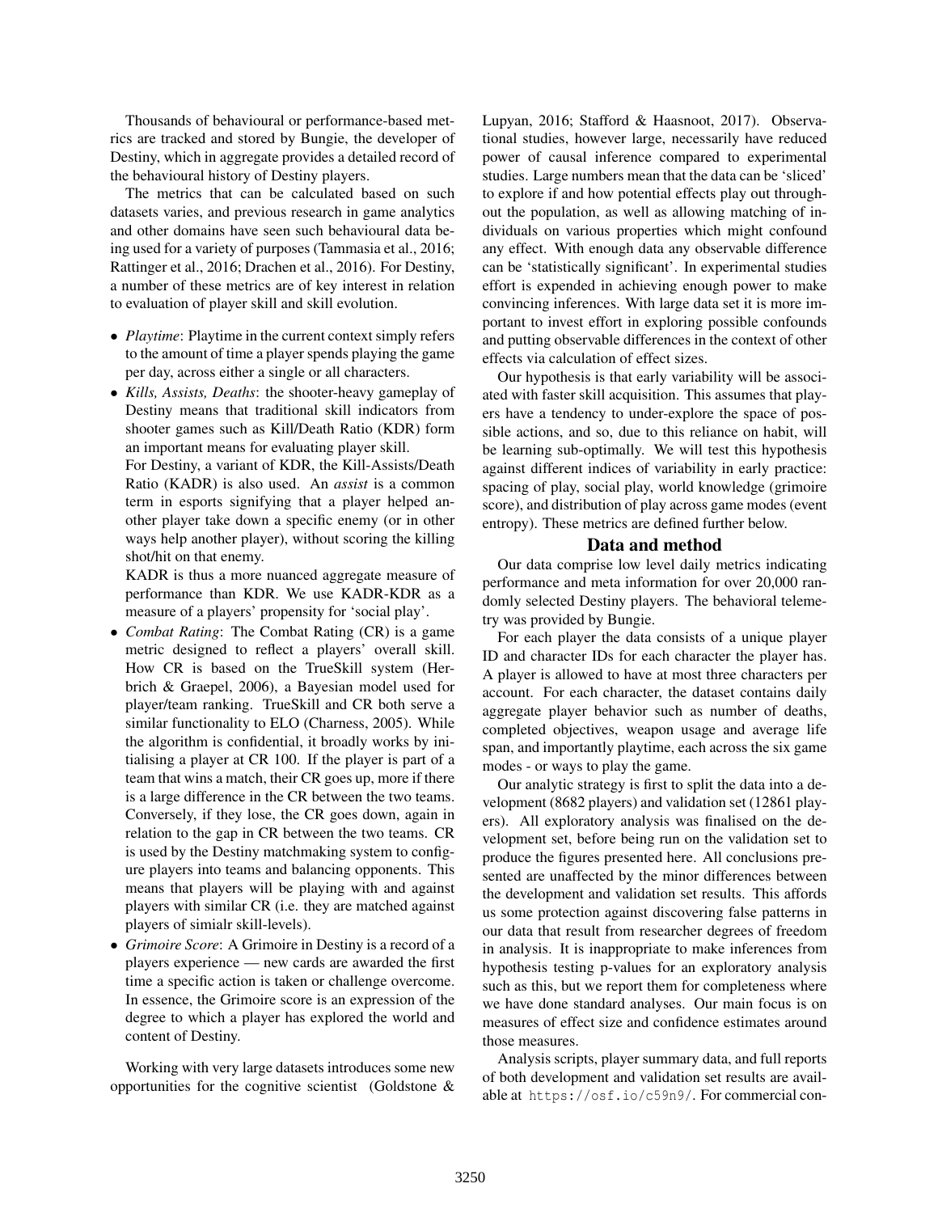Thousands of behavioural or performance-based metrics are tracked and stored by Bungie, the developer of Destiny, which in aggregate provides a detailed record of the behavioural history of Destiny players.

The metrics that can be calculated based on such datasets varies, and previous research in game analytics and other domains have seen such behavioural data being used for a variety of purposes (Tammasia et al., 2016; Rattinger et al., 2016; Drachen et al., 2016). For Destiny, a number of these metrics are of key interest in relation to evaluation of player skill and skill evolution.

- *Playtime*: Playtime in the current context simply refers to the amount of time a player spends playing the game per day, across either a single or all characters.
- *Kills, Assists, Deaths*: the shooter-heavy gameplay of Destiny means that traditional skill indicators from shooter games such as Kill/Death Ratio (KDR) form an important means for evaluating player skill.

  For Destiny, a variant of KDR, the Kill-Assists/Death Ratio (KADR) is also used. An *assist* is a common term in esports signifying that a player helped another player take down a specific enemy (or in other ways help another player), without scoring the killing shot/hit on that enemy.

  KADR is thus a more nuanced aggregate measure of performance than KDR. We use KADR-KDR as a measure of a players' propensity for 'social play'.
- *Combat Rating*: The Combat Rating (CR) is a game metric designed to reflect a players' overall skill. How CR is based on the TrueSkill system (Herbrich & Graepel, 2006), a Bayesian model used for player/team ranking. TrueSkill and CR both serve a similar functionality to ELO (Charness, 2005). While the algorithm is confidential, it broadly works by initialising a player at CR 100. If the player is part of a team that wins a match, their CR goes up, more if there is a large difference in the CR between the two teams. Conversely, if they lose, the CR goes down, again in relation to the gap in CR between the two teams. CR is used by the Destiny matchmaking system to configure players into teams and balancing opponents. This means that players will be playing with and against players with similar CR (i.e. they are matched against players of simialr skill-levels).
- *Grimoire Score*: A Grimoire in Destiny is a record of a players experience — new cards are awarded the first time a specific action is taken or challenge overcome. In essence, the Grimoire score is an expression of the degree to which a player has explored the world and content of Destiny.

Working with very large datasets introduces some new opportunities for the cognitive scientist (Goldstone & Lupyan, 2016; Stafford & Haasnoot, 2017). Observational studies, however large, necessarily have reduced power of causal inference compared to experimental studies. Large numbers mean that the data can be 'sliced' to explore if and how potential effects play out throughout the population, as well as allowing matching of individuals on various properties which might confound any effect. With enough data any observable difference can be 'statistically significant'. In experimental studies effort is expended in achieving enough power to make convincing inferences. With large data set it is more important to invest effort in exploring possible confounds and putting observable differences in the context of other effects via calculation of effect sizes.

Our hypothesis is that early variability will be associated with faster skill acquisition. This assumes that players have a tendency to under-explore the space of possible actions, and so, due to this reliance on habit, will be learning sub-optimally. We will test this hypothesis against different indices of variability in early practice: spacing of play, social play, world knowledge (grimoire score), and distribution of play across game modes (event entropy). These metrics are defined further below.

## Data and method

Our data comprise low level daily metrics indicating performance and meta information for over 20,000 randomly selected Destiny players. The behavioral telemetry was provided by Bungie.

For each player the data consists of a unique player ID and character IDs for each character the player has. A player is allowed to have at most three characters per account. For each character, the dataset contains daily aggregate player behavior such as number of deaths, completed objectives, weapon usage and average life span, and importantly playtime, each across the six game modes - or ways to play the game.

Our analytic strategy is first to split the data into a development (8682 players) and validation set (12861 players). All exploratory analysis was finalised on the development set, before being run on the validation set to produce the figures presented here. All conclusions presented are unaffected by the minor differences between the development and validation set results. This affords us some protection against discovering false patterns in our data that result from researcher degrees of freedom in analysis. It is inappropriate to make inferences from hypothesis testing p-values for an exploratory analysis such as this, but we report them for completeness where we have done standard analyses. Our main focus is on measures of effect size and confidence estimates around those measures.

Analysis scripts, player summary data, and full reports of both development and validation set results are available at `https://osf.io/c59n9/`. For commercial con-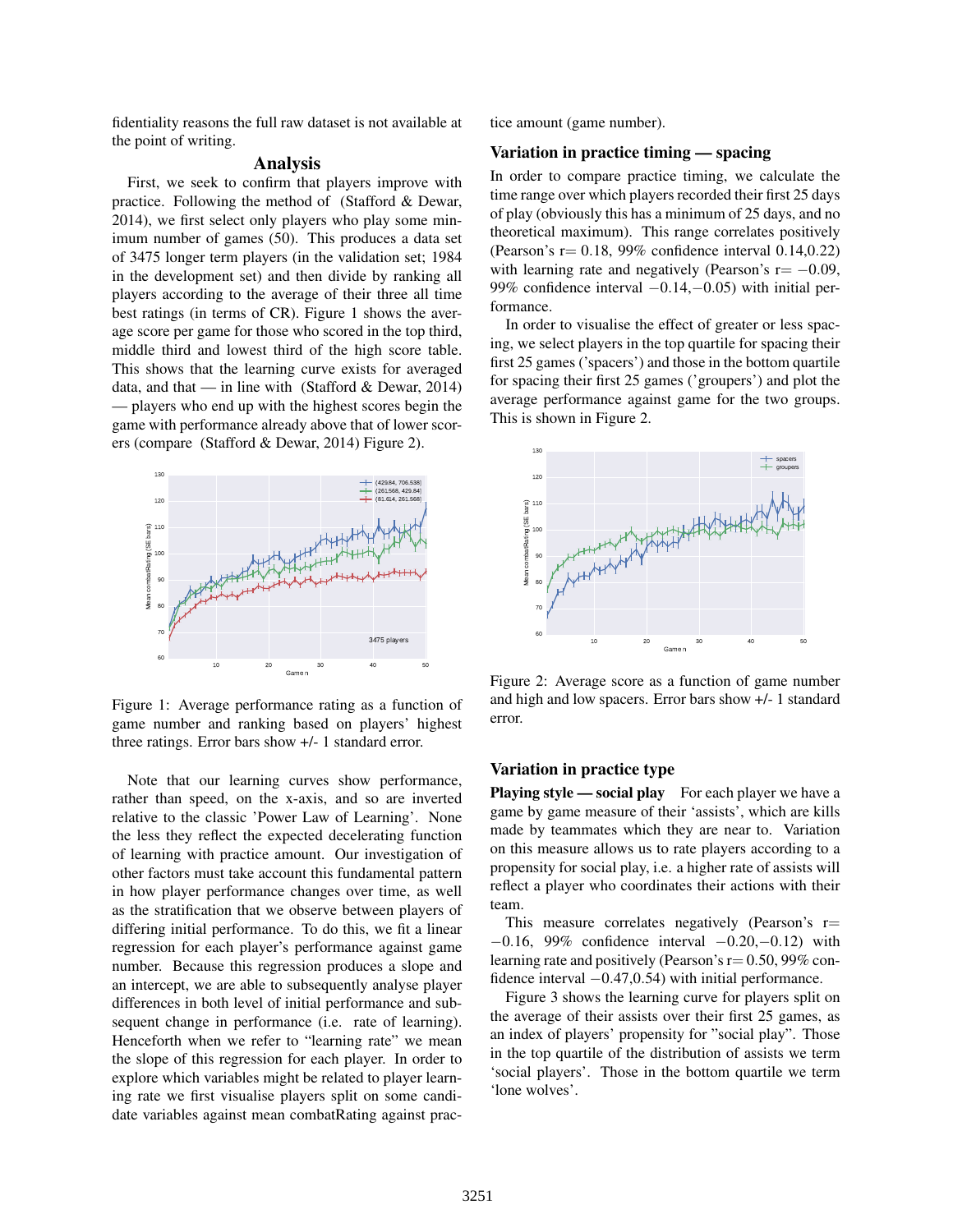fidentiality reasons the full raw dataset is not available at the point of writing.

## Analysis

First, we seek to confirm that players improve with practice. Following the method of (Stafford & Dewar, 2014), we first select only players who play some minimum number of games (50). This produces a data set of 3475 longer term players (in the validation set; 1984 in the development set) and then divide by ranking all players according to the average of their three all time best ratings (in terms of CR). Figure 1 shows the average score per game for those who scored in the top third, middle third and lowest third of the high score table. This shows that the learning curve exists for averaged data, and that — in line with (Stafford & Dewar, 2014) — players who end up with the highest scores begin the game with performance already above that of lower scorers (compare (Stafford & Dewar, 2014) Figure 2).

(429.84, 706.538]
(261.568, 429.84]
(81.614, 261.568]
3475 players
Mean combatRating (SE bars)
Game n

Figure 1: Average performance rating as a function of game number and ranking based on players' highest three ratings. Error bars show +/- 1 standard error.

Note that our learning curves show performance, rather than speed, on the x-axis, and so are inverted relative to the classic 'Power Law of Learning'. None the less they reflect the expected decelerating function of learning with practice amount. Our investigation of other factors must take account this fundamental pattern in how player performance changes over time, as well as the stratification that we observe between players of differing initial performance. To do this, we fit a linear regression for each player's performance against game number. Because this regression produces a slope and an intercept, we are able to subsequently analyse player differences in both level of initial performance and subsequent change in performance (i.e. rate of learning). Henceforth when we refer to "learning rate" we mean the slope of this regression for each player. In order to explore which variables might be related to player learning rate we first visualise players split on some candidate variables against mean combatRating against practice amount (game number).

### Variation in practice timing — spacing

In order to compare practice timing, we calculate the time range over which players recorded their first 25 days of play (obviously this has a minimum of 25 days, and no theoretical maximum). This range correlates positively (Pearson's r$=0.18$, 99% confidence interval 0.14,0.22) with learning rate and negatively (Pearson's r$=-0.09$, 99% confidence interval $-0.14$,$-0.05$) with initial performance.

In order to visualise the effect of greater or less spacing, we select players in the top quartile for spacing their first 25 games ('spacers') and those in the bottom quartile for spacing their first 25 games ('groupers') and plot the average performance against game for the two groups. This is shown in Figure 2.

spacers
groupers
Mean combatRating (SE bars)
Game n

Figure 2: Average score as a function of game number and high and low spacers. Error bars show +/- 1 standard error.

### Variation in practice type

**Playing style — social play** For each player we have a game by game measure of their 'assists', which are kills made by teammates which they are near to. Variation on this measure allows us to rate players according to a propensity for social play, i.e. a higher rate of assists will reflect a player who coordinates their actions with their team.

This measure correlates negatively (Pearson's r$=-0.16$, 99% confidence interval $-0.20$,$-0.12$) with learning rate and positively (Pearson's r$=0.50$, 99% confidence interval $-0.47$,0.54) with initial performance.

Figure 3 shows the learning curve for players split on the average of their assists over their first 25 games, as an index of players' propensity for "social play". Those in the top quartile of the distribution of assists we term 'social players'. Those in the bottom quartile we term 'lone wolves'.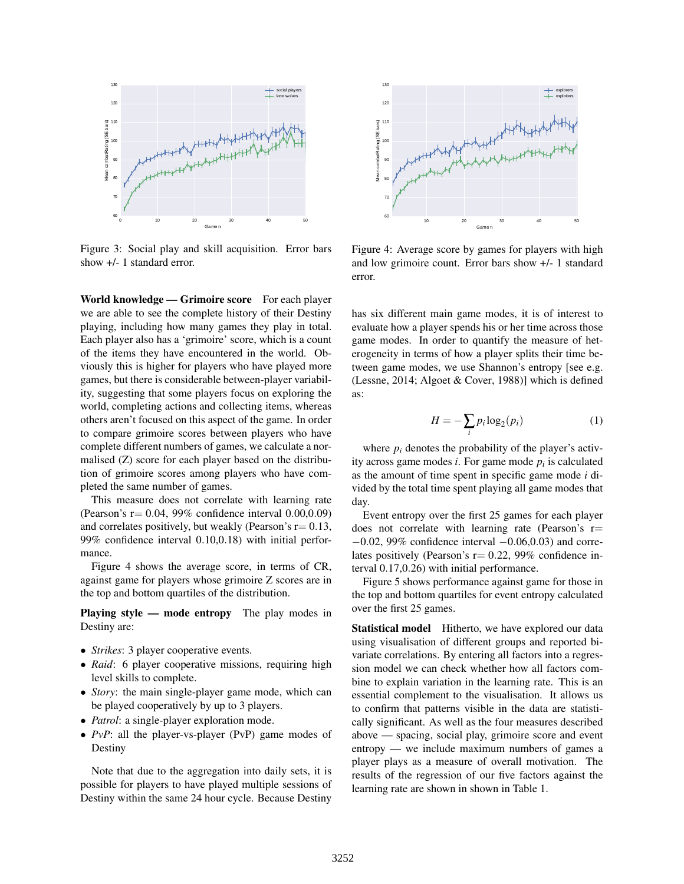130
120
110
100
90
80
70
60
0 10 20 30 40 50
Game n
Mean combatRating (SE bars)
social players
lone wolves

Figure 3: Social play and skill acquisition. Error bars show +/- 1 standard error.

130
120
110
100
90
80
70
60
10 20 30 40 50
Game n
Mean combatRating (SE bars)
explorers
exploiters

Figure 4: Average score by games for players with high and low grimoire count. Error bars show +/- 1 standard error.

**World knowledge — Grimoire score** For each player we are able to see the complete history of their Destiny playing, including how many games they play in total. Each player also has a 'grimoire' score, which is a count of the items they have encountered in the world. Obviously this is higher for players who have played more games, but there is considerable between-player variability, suggesting that some players focus on exploring the world, completing actions and collecting items, whereas others aren't focused on this aspect of the game. In order to compare grimoire scores between players who have complete different numbers of games, we calculate a normalised (Z) score for each player based on the distribution of grimoire scores among players who have completed the same number of games.

This measure does not correlate with learning rate (Pearson's r= 0.04, 99% confidence interval 0.00,0.09) and correlates positively, but weakly (Pearson's r= 0.13, 99% confidence interval 0.10,0.18) with initial performance.

Figure 4 shows the average score, in terms of CR, against game for players whose grimoire Z scores are in the top and bottom quartiles of the distribution.

**Playing style — mode entropy** The play modes in Destiny are:

- *Strikes*: 3 player cooperative events.
- *Raid*: 6 player cooperative missions, requiring high level skills to complete.
- *Story*: the main single-player game mode, which can be played cooperatively by up to 3 players.
- *Patrol*: a single-player exploration mode.
- *PvP*: all the player-vs-player (PvP) game modes of Destiny

Note that due to the aggregation into daily sets, it is possible for players to have played multiple sessions of Destiny within the same 24 hour cycle. Because Destiny has six different main game modes, it is of interest to evaluate how a player spends his or her time across those game modes. In order to quantify the measure of heterogeneity in terms of how a player splits their time between game modes, we use Shannon's entropy [see e.g. (Lessne, 2014; Algoet & Cover, 1988)] which is defined as:

$$H = -\sum_i p_i \log_2(p_i) \tag{1}$$

where $p_i$ denotes the probability of the player's activity across game modes $i$. For game mode $p_i$ is calculated as the amount of time spent in specific game mode $i$ divided by the total time spent playing all game modes that day.

Event entropy over the first 25 games for each player does not correlate with learning rate (Pearson's r= $-0.02$, 99% confidence interval $-0.06$,0.03) and correlates positively (Pearson's r= 0.22, 99% confidence interval 0.17,0.26) with initial performance.

Figure 5 shows performance against game for those in the top and bottom quartiles for event entropy calculated over the first 25 games.

**Statistical model** Hitherto, we have explored our data using visualisation of different groups and reported bivariate correlations. By entering all factors into a regression model we can check whether how all factors combine to explain variation in the learning rate. This is an essential complement to the visualisation. It allows us to confirm that patterns visible in the data are statistically significant. As well as the four measures described above — spacing, social play, grimoire score and event entropy — we include maximum numbers of games a player plays as a measure of overall motivation. The results of the regression of our five factors against the learning rate are shown in shown in Table 1.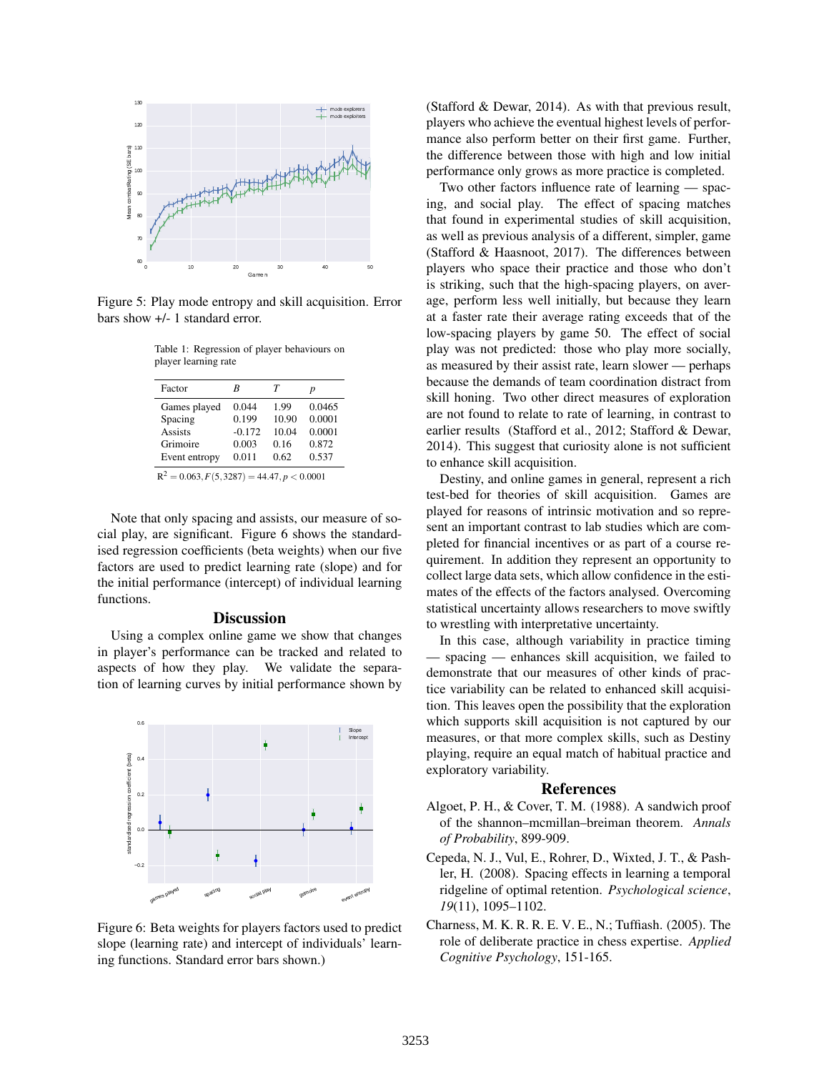130
120
110
100
90
80
70
60
0 10 20 30 40 50
Game n
Mean combatRating (SE bars)
mode explorers
mode exploiters

Figure 5: Play mode entropy and skill acquisition. Error bars show +/- 1 standard error.

Table 1: Regression of player behaviours on player learning rate

| Factor | *B* | *T* | *p* |
|---|---|---|---|
| Games played | 0.044 | 1.99 | 0.0465 |
| Spacing | 0.199 | 10.90 | 0.0001 |
| Assists | -0.172 | 10.04 | 0.0001 |
| Grimoire | 0.003 | 0.16 | 0.872 |
| Event entropy | 0.011 | 0.62 | 0.537 |

$R^2 = 0.063, F(5,3287) = 44.47, p < 0.0001$

Note that only spacing and assists, our measure of social play, are significant. Figure 6 shows the standardised regression coefficients (beta weights) when our five factors are used to predict learning rate (slope) and for the initial performance (intercept) of individual learning functions.

## Discussion

Using a complex online game we show that changes in player's performance can be tracked and related to aspects of how they play. We validate the separation of learning curves by initial performance shown by (Stafford & Dewar, 2014). As with that previous result, players who achieve the eventual highest levels of performance also perform better on their first game. Further, the difference between those with high and low initial performance only grows as more practice is completed.

Two other factors influence rate of learning — spacing, and social play. The effect of spacing matches that found in experimental studies of skill acquisition, as well as previous analysis of a different, simpler, game (Stafford & Haasnoot, 2017). The differences between players who space their practice and those who don't is striking, such that the high-spacing players, on average, perform less well initially, but because they learn at a faster rate their average rating exceeds that of the low-spacing players by game 50. The effect of social play was not predicted: those who play more socially, as measured by their assist rate, learn slower — perhaps because the demands of team coordination distract from skill honing. Two other direct measures of exploration are not found to relate to rate of learning, in contrast to earlier results (Stafford et al., 2012; Stafford & Dewar, 2014). This suggest that curiosity alone is not sufficient to enhance skill acquisition.

Destiny, and online games in general, represent a rich test-bed for theories of skill acquisition. Games are played for reasons of intrinsic motivation and so represent an important contrast to lab studies which are completed for financial incentives or as part of a course requirement. In addition they represent an opportunity to collect large data sets, which allow confidence in the estimates of the effects of the factors analysed. Overcoming statistical uncertainty allows researchers to move swiftly to wrestling with interpretative uncertainty.

In this case, although variability in practice timing — spacing — enhances skill acquisition, we failed to demonstrate that our measures of other kinds of practice variability can be related to enhanced skill acquisition. This leaves open the possibility that the exploration which supports skill acquisition is not captured by our measures, or that more complex skills, such as Destiny playing, require an equal match of habitual practice and exploratory variability.

0.6
0.4
0.2
0.0
−0.2
standardised regression coefficient (beta)
Slope
Intercept
games played
spacing
social play
grimoire
event entropy

Figure 6: Beta weights for players factors used to predict slope (learning rate) and intercept of individuals' learning functions. Standard error bars shown.)

## References

Algoet, P. H., & Cover, T. M. (1988). A sandwich proof of the shannon–mcmillan–breiman theorem. *Annals of Probability*, 899-909.

Cepeda, N. J., Vul, E., Rohrer, D., Wixted, J. T., & Pashler, H. (2008). Spacing effects in learning a temporal ridgeline of optimal retention. *Psychological science*, *19*(11), 1095–1102.

Charness, M. K. R. R. E. V. E., N.; Tuffiash. (2005). The role of deliberate practice in chess expertise. *Applied Cognitive Psychology*, 151-165.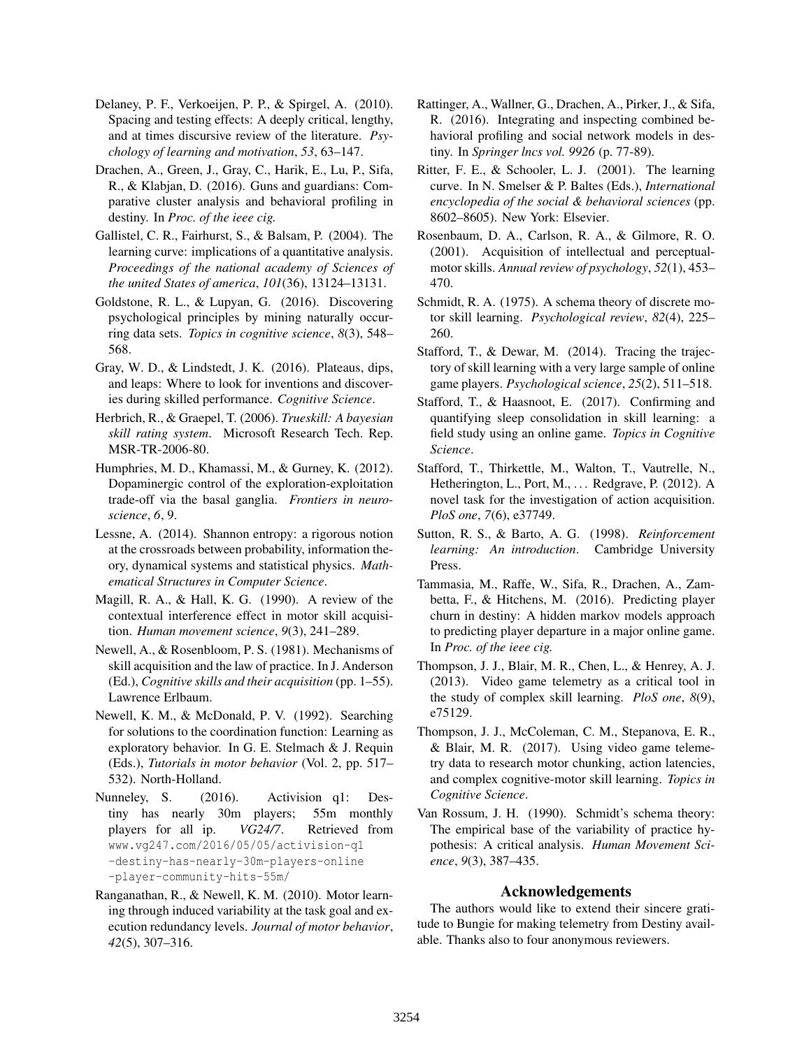Delaney, P. F., Verkoeijen, P. P., & Spirgel, A. (2010). Spacing and testing effects: A deeply critical, lengthy, and at times discursive review of the literature. *Psychology of learning and motivation*, *53*, 63–147.

Drachen, A., Green, J., Gray, C., Harik, E., Lu, P., Sifa, R., & Klabjan, D. (2016). Guns and guardians: Comparative cluster analysis and behavioral profiling in destiny. In *Proc. of the ieee cig.*

Gallistel, C. R., Fairhurst, S., & Balsam, P. (2004). The learning curve: implications of a quantitative analysis. *Proceedings of the national academy of Sciences of the united States of america*, *101*(36), 13124–13131.

Goldstone, R. L., & Lupyan, G. (2016). Discovering psychological principles by mining naturally occurring data sets. *Topics in cognitive science*, *8*(3), 548–568.

Gray, W. D., & Lindstedt, J. K. (2016). Plateaus, dips, and leaps: Where to look for inventions and discoveries during skilled performance. *Cognitive Science*.

Herbrich, R., & Graepel, T. (2006). *Trueskill: A bayesian skill rating system*. Microsoft Research Tech. Rep. MSR-TR-2006-80.

Humphries, M. D., Khamassi, M., & Gurney, K. (2012). Dopaminergic control of the exploration-exploitation trade-off via the basal ganglia. *Frontiers in neuroscience*, *6*, 9.

Lessne, A. (2014). Shannon entropy: a rigorous notion at the crossroads between probability, information theory, dynamical systems and statistical physics. *Mathematical Structures in Computer Science*.

Magill, R. A., & Hall, K. G. (1990). A review of the contextual interference effect in motor skill acquisition. *Human movement science*, *9*(3), 241–289.

Newell, A., & Rosenbloom, P. S. (1981). Mechanisms of skill acquisition and the law of practice. In J. Anderson (Ed.), *Cognitive skills and their acquisition* (pp. 1–55). Lawrence Erlbaum.

Newell, K. M., & McDonald, P. V. (1992). Searching for solutions to the coordination function: Learning as exploratory behavior. In G. E. Stelmach & J. Requin (Eds.), *Tutorials in motor behavior* (Vol. 2, pp. 517–532). North-Holland.

Nunneley, S. (2016). Activision q1: Destiny has nearly 30m players; 55m monthly players for all ip. *VG24/7*. Retrieved from www.vg247.com/2016/05/05/activision-q1-destiny-has-nearly-30m-players-online-player-community-hits-55m/

Ranganathan, R., & Newell, K. M. (2010). Motor learning through induced variability at the task goal and execution redundancy levels. *Journal of motor behavior*, *42*(5), 307–316.

Rattinger, A., Wallner, G., Drachen, A., Pirker, J., & Sifa, R. (2016). Integrating and inspecting combined behavioral profiling and social network models in destiny. In *Springer lncs vol. 9926* (p. 77-89).

Ritter, F. E., & Schooler, L. J. (2001). The learning curve. In N. Smelser & P. Baltes (Eds.), *International encyclopedia of the social & behavioral sciences* (pp. 8602–8605). New York: Elsevier.

Rosenbaum, D. A., Carlson, R. A., & Gilmore, R. O. (2001). Acquisition of intellectual and perceptual-motor skills. *Annual review of psychology*, *52*(1), 453–470.

Schmidt, R. A. (1975). A schema theory of discrete motor skill learning. *Psychological review*, *82*(4), 225–260.

Stafford, T., & Dewar, M. (2014). Tracing the trajectory of skill learning with a very large sample of online game players. *Psychological science*, *25*(2), 511–518.

Stafford, T., & Haasnoot, E. (2017). Confirming and quantifying sleep consolidation in skill learning: a field study using an online game. *Topics in Cognitive Science*.

Stafford, T., Thirkettle, M., Walton, T., Vautrelle, N., Hetherington, L., Port, M., ... Redgrave, P. (2012). A novel task for the investigation of action acquisition. *PloS one*, *7*(6), e37749.

Sutton, R. S., & Barto, A. G. (1998). *Reinforcement learning: An introduction*. Cambridge University Press.

Tammasia, M., Raffe, W., Sifa, R., Drachen, A., Zambetta, F., & Hitchens, M. (2016). Predicting player churn in destiny: A hidden markov models approach to predicting player departure in a major online game. In *Proc. of the ieee cig.*

Thompson, J. J., Blair, M. R., Chen, L., & Henrey, A. J. (2013). Video game telemetry as a critical tool in the study of complex skill learning. *PloS one*, *8*(9), e75129.

Thompson, J. J., McColeman, C. M., Stepanova, E. R., & Blair, M. R. (2017). Using video game telemetry data to research motor chunking, action latencies, and complex cognitive-motor skill learning. *Topics in Cognitive Science*.

Van Rossum, J. H. (1990). Schmidt's schema theory: The empirical base of the variability of practice hypothesis: A critical analysis. *Human Movement Science*, *9*(3), 387–435.

## Acknowledgements

The authors would like to extend their sincere gratitude to Bungie for making telemetry from Destiny available. Thanks also to four anonymous reviewers.